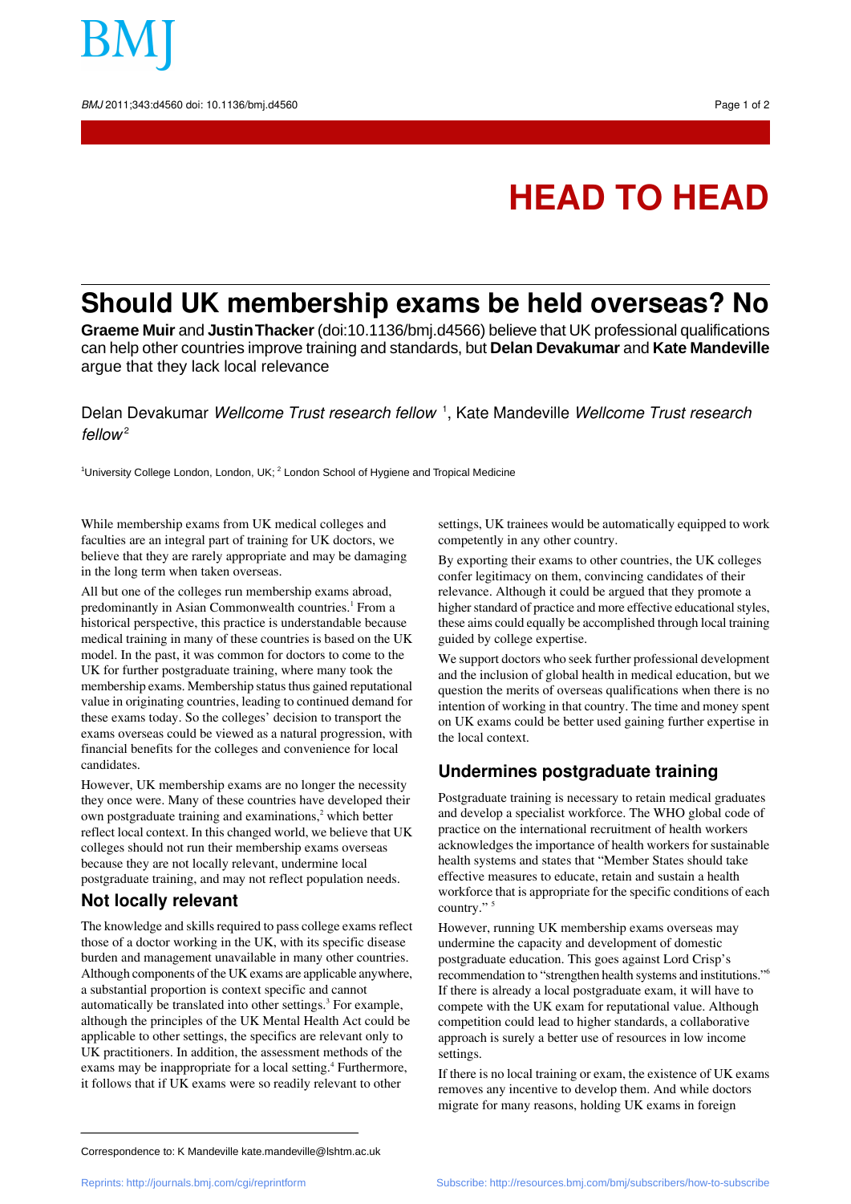# HEAD TO HEAD

## Should UK membership exams be held overseas? No

**Graeme Muir** and **Justin Thacker** (doi:10.1136/bmj.d4566) believe that UK professional qualifications can help other countries improve training and standards, but **Delan Devakumar** and **Kate Mandeville** argue that they lack local relevance

Delan Devakumar *Wellcome Trust research fellow* [1], Kate Mandeville *Wellcome Trust research fellow* [2]

[1]University College London, London, UK; [2] London School of Hygiene and Tropical Medicine

While membership exams from UK medical colleges and faculties are an integral part of training for UK doctors, we believe that they are rarely appropriate and may be damaging in the long term when taken overseas.

All but one of the colleges run membership exams abroad, predominantly in Asian Commonwealth countries.[1] From a historical perspective, this practice is understandable because medical training in many of these countries is based on the UK model. In the past, it was common for doctors to come to the UK for further postgraduate training, where many took the membership exams. Membership status thus gained reputational value in originating countries, leading to continued demand for these exams today. So the colleges' decision to transport the exams overseas could be viewed as a natural progression, with financial benefits for the colleges and convenience for local candidates.

However, UK membership exams are no longer the necessity they once were. Many of these countries have developed their own postgraduate training and examinations,[2] which better reflect local context. In this changed world, we believe that UK colleges should not run their membership exams overseas because they are not locally relevant, undermine local postgraduate training, and may not reflect population needs.

### Not locally relevant

The knowledge and skills required to pass college exams reflect those of a doctor working in the UK, with its specific disease burden and management unavailable in many other countries. Although components of the UK exams are applicable anywhere, a substantial proportion is context specific and cannot automatically be translated into other settings.[3] For example, although the principles of the UK Mental Health Act could be applicable to other settings, the specifics are relevant only to UK practitioners. In addition, the assessment methods of the exams may be inappropriate for a local setting.[4] Furthermore, it follows that if UK exams were so readily relevant to other settings, UK trainees would be automatically equipped to work competently in any other country.

By exporting their exams to other countries, the UK colleges confer legitimacy on them, convincing candidates of their relevance. Although it could be argued that they promote a higher standard of practice and more effective educational styles, these aims could equally be accomplished through local training guided by college expertise.

We support doctors who seek further professional development and the inclusion of global health in medical education, but we question the merits of overseas qualifications when there is no intention of working in that country. The time and money spent on UK exams could be better used gaining further expertise in the local context.

### Undermines postgraduate training

Postgraduate training is necessary to retain medical graduates and develop a specialist workforce. The WHO global code of practice on the international recruitment of health workers acknowledges the importance of health workers for sustainable health systems and states that "Member States should take effective measures to educate, retain and sustain a health workforce that is appropriate for the specific conditions of each country." [5]

However, running UK membership exams overseas may undermine the capacity and development of domestic postgraduate education. This goes against Lord Crisp's recommendation to "strengthen health systems and institutions."[6] If there is already a local postgraduate exam, it will have to compete with the UK exam for reputational value. Although competition could lead to higher standards, a collaborative approach is surely a better use of resources in low income settings.

If there is no local training or exam, the existence of UK exams removes any incentive to develop them. And while doctors migrate for many reasons, holding UK exams in foreign

Correspondence to: K Mandeville kate.mandeville@lshtm.ac.uk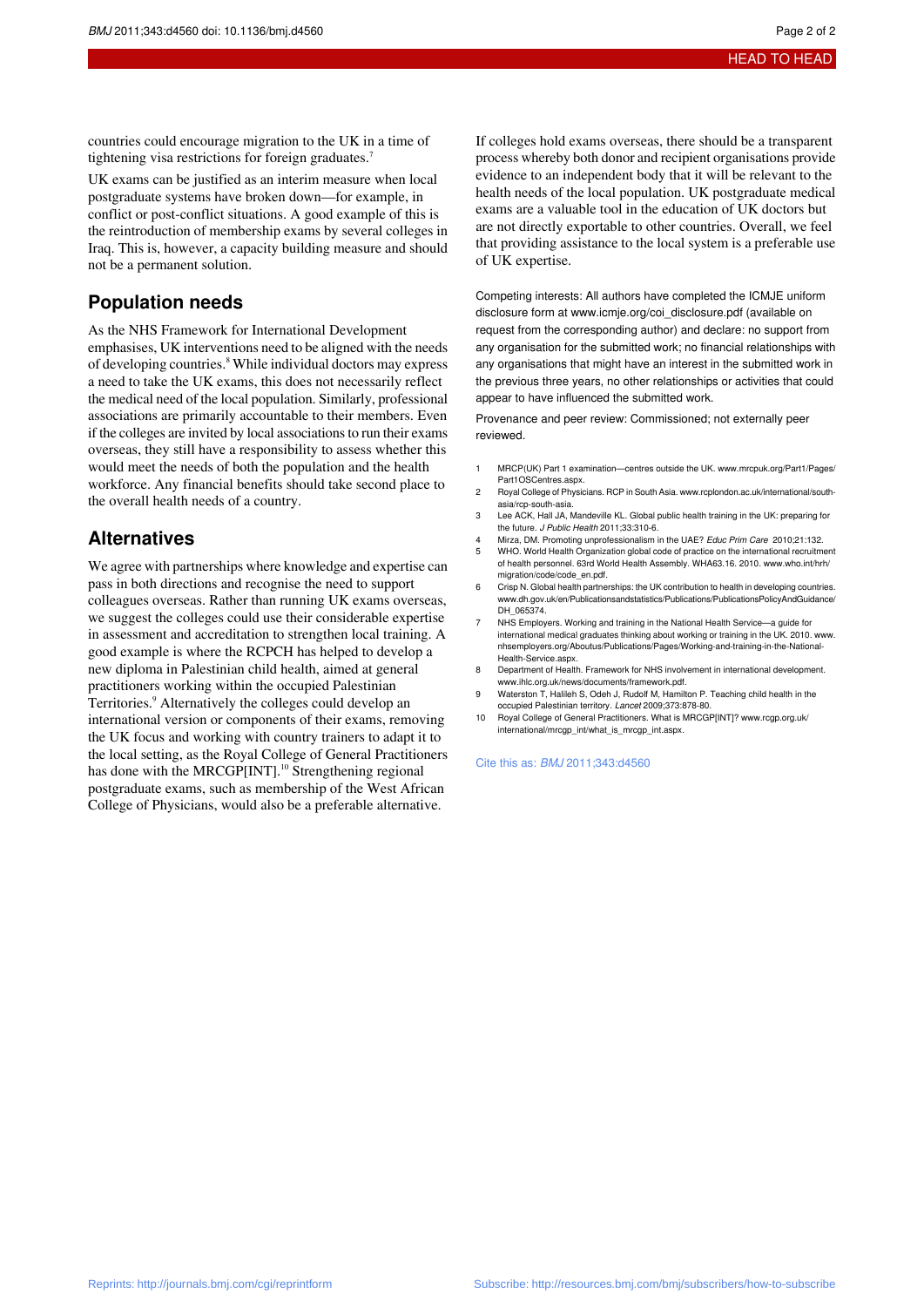countries could encourage migration to the UK in a time of tightening visa restrictions for foreign graduates.[7]

UK exams can be justified as an interim measure when local postgraduate systems have broken down—for example, in conflict or post-conflict situations. A good example of this is the reintroduction of membership exams by several colleges in Iraq. This is, however, a capacity building measure and should not be a permanent solution.

## Population needs

As the NHS Framework for International Development emphasises, UK interventions need to be aligned with the needs of developing countries.[8] While individual doctors may express a need to take the UK exams, this does not necessarily reflect the medical need of the local population. Similarly, professional associations are primarily accountable to their members. Even if the colleges are invited by local associations to run their exams overseas, they still have a responsibility to assess whether this would meet the needs of both the population and the health workforce. Any financial benefits should take second place to the overall health needs of a country.

## Alternatives

We agree with partnerships where knowledge and expertise can pass in both directions and recognise the need to support colleagues overseas. Rather than running UK exams overseas, we suggest the colleges could use their considerable expertise in assessment and accreditation to strengthen local training. A good example is where the RCPCH has helped to develop a new diploma in Palestinian child health, aimed at general practitioners working within the occupied Palestinian Territories.[9] Alternatively the colleges could develop an international version or components of their exams, removing the UK focus and working with country trainers to adapt it to the local setting, as the Royal College of General Practitioners has done with the MRCGP[INT].[10] Strengthening regional postgraduate exams, such as membership of the West African College of Physicians, would also be a preferable alternative.

If colleges hold exams overseas, there should be a transparent process whereby both donor and recipient organisations provide evidence to an independent body that it will be relevant to the health needs of the local population. UK postgraduate medical exams are a valuable tool in the education of UK doctors but are not directly exportable to other countries. Overall, we feel that providing assistance to the local system is a preferable use of UK expertise.

Competing interests: All authors have completed the ICMJE uniform disclosure form at www.icmje.org/coi_disclosure.pdf (available on request from the corresponding author) and declare: no support from any organisation for the submitted work; no financial relationships with any organisations that might have an interest in the submitted work in the previous three years, no other relationships or activities that could appear to have influenced the submitted work.

Provenance and peer review: Commissioned; not externally peer reviewed.

1. MRCP(UK) Part 1 examination—centres outside the UK. www.mrcpuk.org/Part1/Pages/Part1OSCentres.aspx.
2. Royal College of Physicians. RCP in South Asia. www.rcplondon.ac.uk/international/south-asia/rcp-south-asia.
3. Lee ACK, Hall JA, Mandeville KL. Global public health training in the UK: preparing for the future. *J Public Health* 2011;33:310-6.
4. Mirza, DM. Promoting unprofessionalism in the UAE? *Educ Prim Care* 2010;21:132.
5. WHO. World Health Organization global code of practice on the international recruitment of health personnel. 63rd World Health Assembly. WHA63.16. 2010. www.who.int/hrh/migration/code/code_en.pdf.
6. Crisp N. Global health partnerships: the UK contribution to health in developing countries. www.dh.gov.uk/en/Publicationsandstatistics/Publications/PublicationsPolicyAndGuidance/DH_065374.
7. NHS Employers. Working and training in the National Health Service—a guide for international medical graduates thinking about working or training in the UK. 2010. www.nhsemployers.org/Aboutus/Publications/Pages/Working-and-training-in-the-National-Health-Service.aspx.
8. Department of Health. Framework for NHS involvement in international development. www.ihlc.org.uk/news/documents/framework.pdf.
9. Waterston T, Halileh S, Odeh J, Rudolf M, Hamilton P. Teaching child health in the occupied Palestinian territory. *Lancet* 2009;373:878-80.
10. Royal College of General Practitioners. What is MRCGP[INT]? www.rcgp.org.uk/international/mrcgp_int/what_is_mrcgp_int.aspx.

Cite this as: *BMJ* 2011;343:d4560